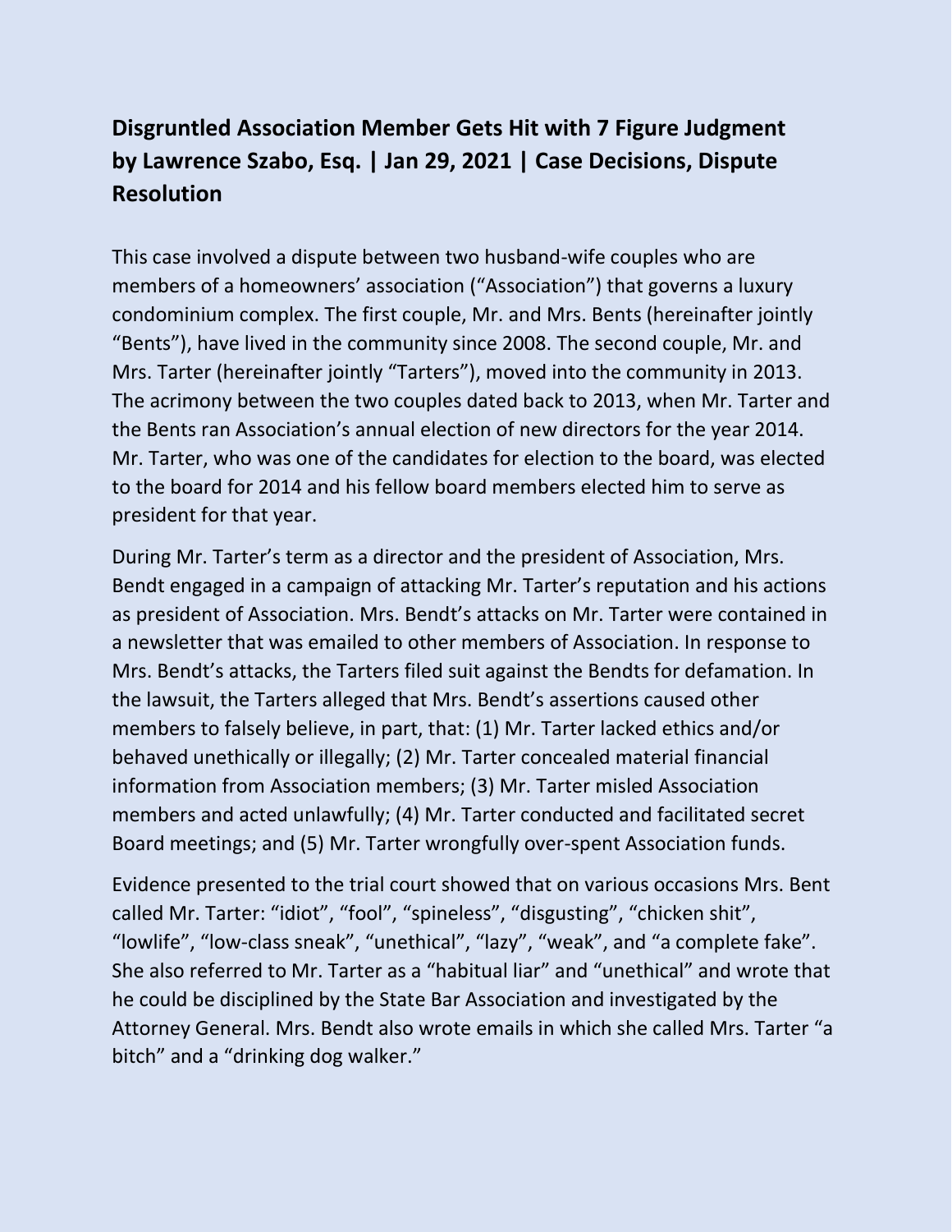**Disgruntled Association Member Gets Hit with 7 Figure Judgment by Lawrence Szabo, Esq. | Jan 29, 2021 | Case Decisions, Dispute Resolution**

This case involved a dispute between two husband-wife couples who are members of a homeowners' association ("Association") that governs a luxury condominium complex. The first couple, Mr. and Mrs. Bents (hereinafter jointly "Bents"), have lived in the community since 2008. The second couple, Mr. and Mrs. Tarter (hereinafter jointly "Tarters"), moved into the community in 2013. The acrimony between the two couples dated back to 2013, when Mr. Tarter and the Bents ran Association's annual election of new directors for the year 2014. Mr. Tarter, who was one of the candidates for election to the board, was elected to the board for 2014 and his fellow board members elected him to serve as president for that year.

During Mr. Tarter's term as a director and the president of Association, Mrs. Bendt engaged in a campaign of attacking Mr. Tarter's reputation and his actions as president of Association. Mrs. Bendt's attacks on Mr. Tarter were contained in a newsletter that was emailed to other members of Association. In response to Mrs. Bendt's attacks, the Tarters filed suit against the Bendts for defamation. In the lawsuit, the Tarters alleged that Mrs. Bendt's assertions caused other members to falsely believe, in part, that: (1) Mr. Tarter lacked ethics and/or behaved unethically or illegally; (2) Mr. Tarter concealed material financial information from Association members; (3) Mr. Tarter misled Association members and acted unlawfully; (4) Mr. Tarter conducted and facilitated secret Board meetings; and (5) Mr. Tarter wrongfully over-spent Association funds.

Evidence presented to the trial court showed that on various occasions Mrs. Bent called Mr. Tarter: "idiot", "fool", "spineless", "disgusting", "chicken shit", "lowlife", "low-class sneak", "unethical", "lazy", "weak", and "a complete fake". She also referred to Mr. Tarter as a "habitual liar" and "unethical" and wrote that he could be disciplined by the State Bar Association and investigated by the Attorney General. Mrs. Bendt also wrote emails in which she called Mrs. Tarter "a bitch" and a "drinking dog walker."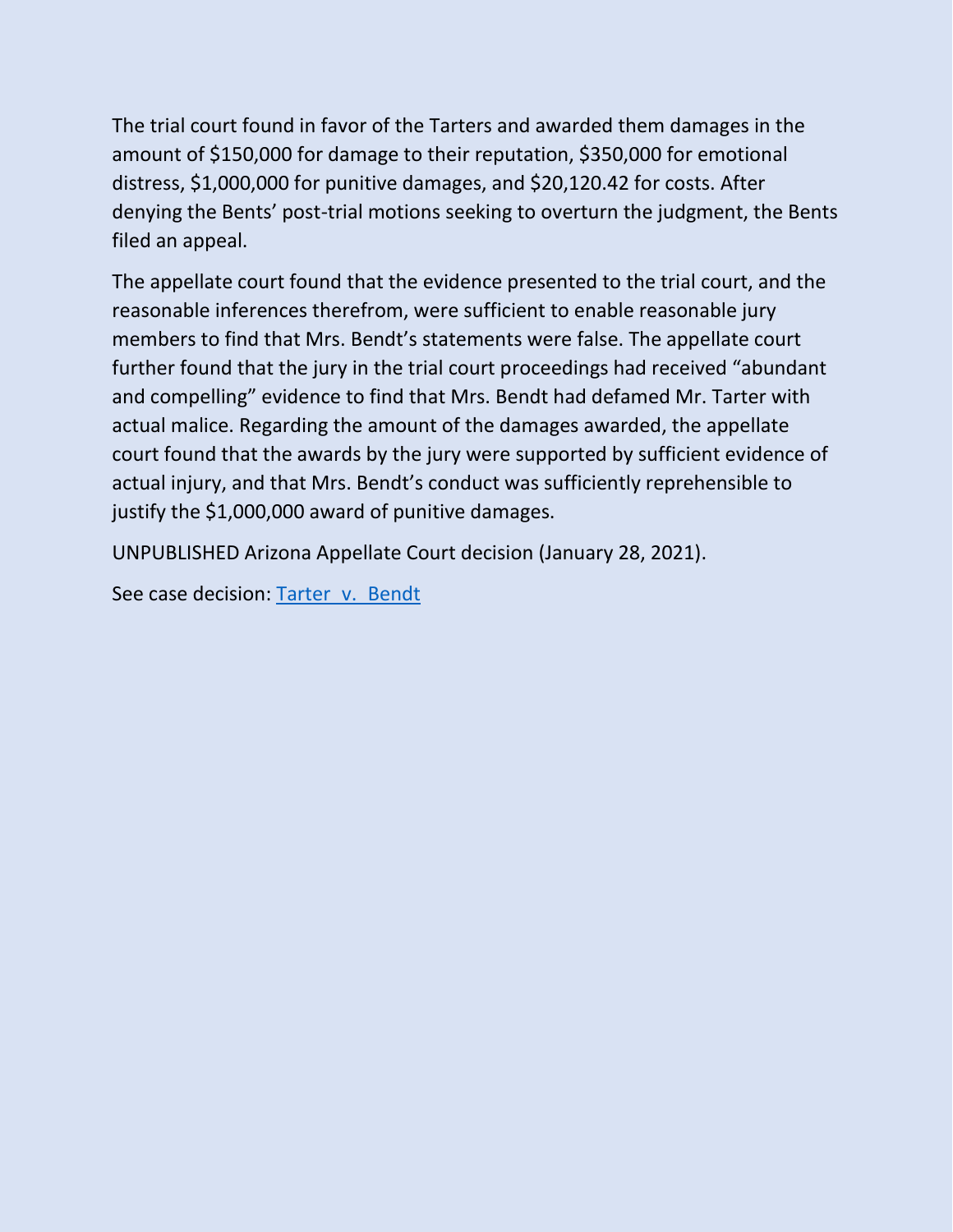The trial court found in favor of the Tarters and awarded them damages in the amount of $150,000 for damage to their reputation, $350,000 for emotional distress, $1,000,000 for punitive damages, and $20,120.42 for costs. After denying the Bents' post-trial motions seeking to overturn the judgment, the Bents filed an appeal.

The appellate court found that the evidence presented to the trial court, and the reasonable inferences therefrom, were sufficient to enable reasonable jury members to find that Mrs. Bendt's statements were false. The appellate court further found that the jury in the trial court proceedings had received "abundant and compelling" evidence to find that Mrs. Bendt had defamed Mr. Tarter with actual malice. Regarding the amount of the damages awarded, the appellate court found that the awards by the jury were supported by sufficient evidence of actual injury, and that Mrs. Bendt's conduct was sufficiently reprehensible to justify the $1,000,000 award of punitive damages.

UNPUBLISHED Arizona Appellate Court decision (January 28, 2021).

See case decision: Tarter v. Bendt